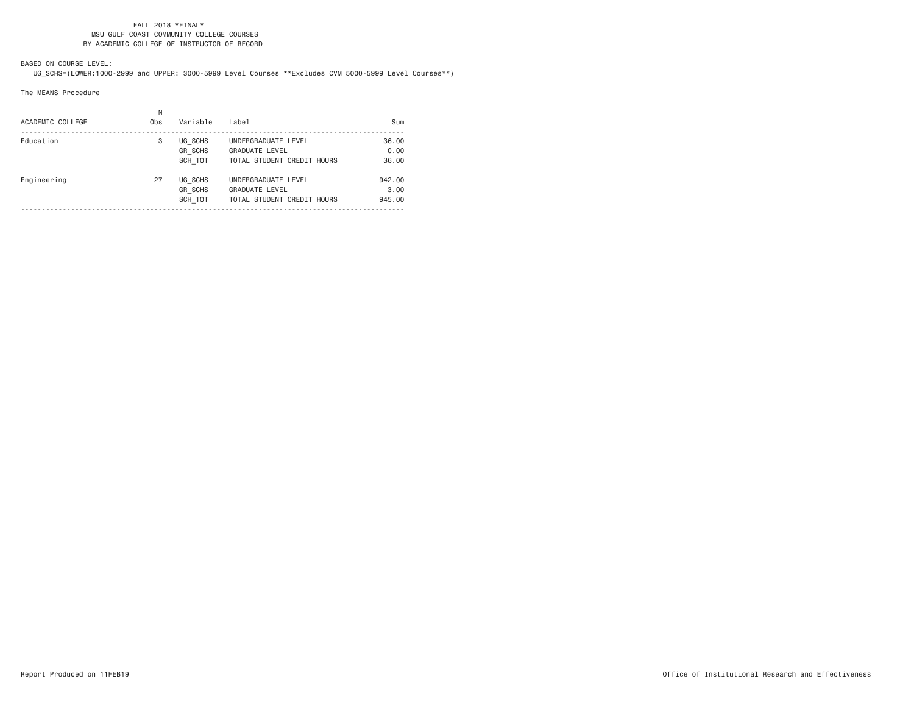FALL 2018 *FINAL*
MSU GULF COAST COMMUNITY COLLEGE COURSES
BY ACADEMIC COLLEGE OF INSTRUCTOR OF RECORD

BASED ON COURSE LEVEL:
UG_SCHS=(LOWER:1000-2999 and UPPER: 3000-5999 Level Courses **Excludes CVM 5000-5999 Level Courses**)

The MEANS Procedure

| ACADEMIC COLLEGE | N Obs | Variable | Label | Sum |
|---|---|---|---|---|
| Education | 3 | UG_SCHS | UNDERGRADUATE LEVEL | 36.00 |
| | | GR_SCHS | GRADUATE LEVEL | 0.00 |
| | | SCH_TOT | TOTAL STUDENT CREDIT HOURS | 36.00 |
| Engineering | 27 | UG_SCHS | UNDERGRADUATE LEVEL | 942.00 |
| | | GR_SCHS | GRADUATE LEVEL | 3.00 |
| | | SCH_TOT | TOTAL STUDENT CREDIT HOURS | 945.00 |

Report Produced on 11FEB19

Office of Institutional Research and Effectiveness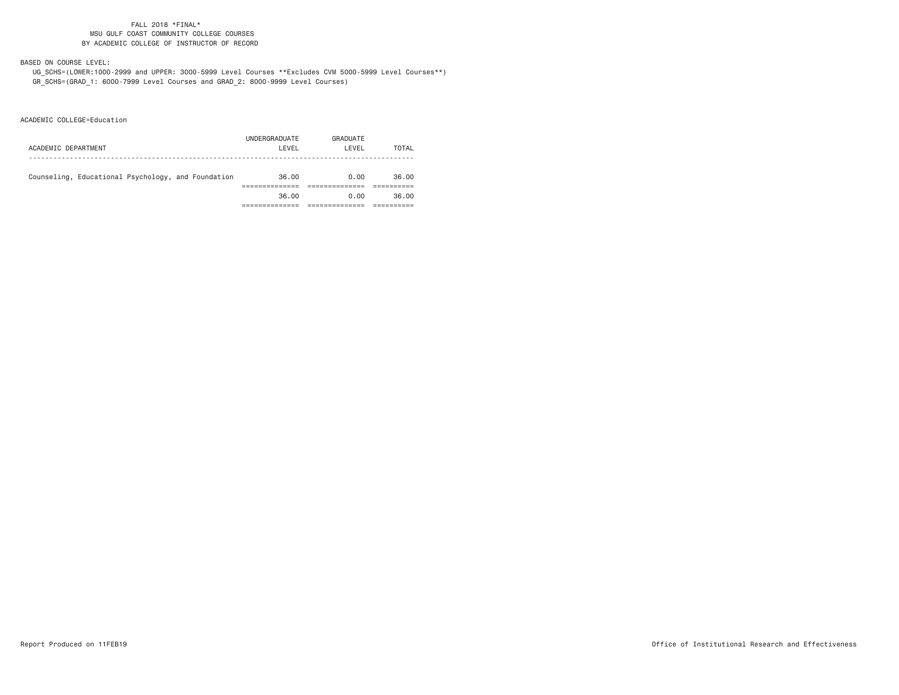FALL 2018 *FINAL*
MSU GULF COAST COMMUNITY COLLEGE COURSES
BY ACADEMIC COLLEGE OF INSTRUCTOR OF RECORD

BASED ON COURSE LEVEL:

UG_SCHS=(LOWER:1000-2999 and UPPER: 3000-5999 Level Courses **Excludes CVM 5000-5999 Level Courses**)
GR_SCHS=(GRAD_1: 6000-7999 Level Courses and GRAD_2: 8000-9999 Level Courses)

ACADEMIC COLLEGE=Education

| ACADEMIC DEPARTMENT | UNDERGRADUATE LEVEL | GRADUATE LEVEL | TOTAL |
|---|---|---|---|
| Counseling, Educational Psychology, and Foundation | 36.00 | 0.00 | 36.00 |
| | 36.00 | 0.00 | 36.00 |

Report Produced on 11FEB19

Office of Institutional Research and Effectiveness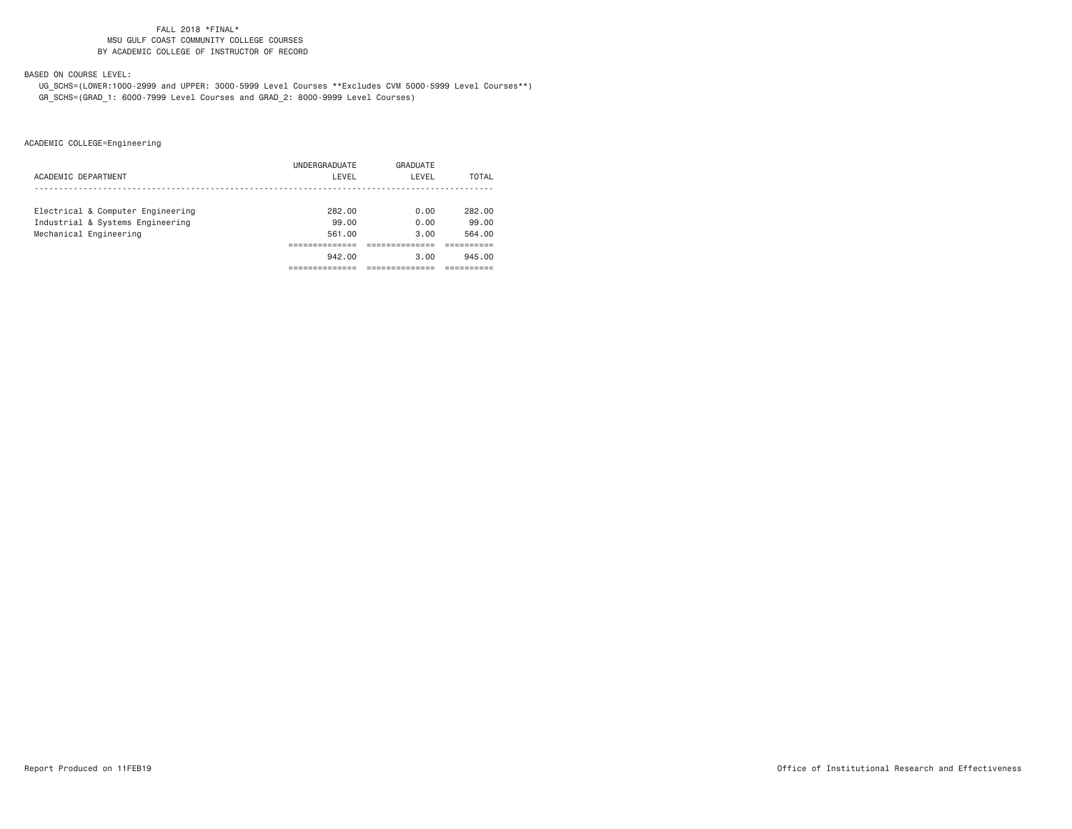FALL 2018 *FINAL*
MSU GULF COAST COMMUNITY COLLEGE COURSES
BY ACADEMIC COLLEGE OF INSTRUCTOR OF RECORD

BASED ON COURSE LEVEL:

UG_SCHS=(LOWER:1000-2999 and UPPER: 3000-5999 Level Courses **Excludes CVM 5000-5999 Level Courses**)
GR_SCHS=(GRAD_1: 6000-7999 Level Courses and GRAD_2: 8000-9999 Level Courses)

ACADEMIC COLLEGE=Engineering

| ACADEMIC DEPARTMENT | UNDERGRADUATE LEVEL | GRADUATE LEVEL | TOTAL |
|---|---|---|---|
| Electrical & Computer Engineering | 282.00 | 0.00 | 282.00 |
| Industrial & Systems Engineering | 99.00 | 0.00 | 99.00 |
| Mechanical Engineering | 561.00 | 3.00 | 564.00 |
| | 942.00 | 3.00 | 945.00 |

Report Produced on 11FEB19

Office of Institutional Research and Effectiveness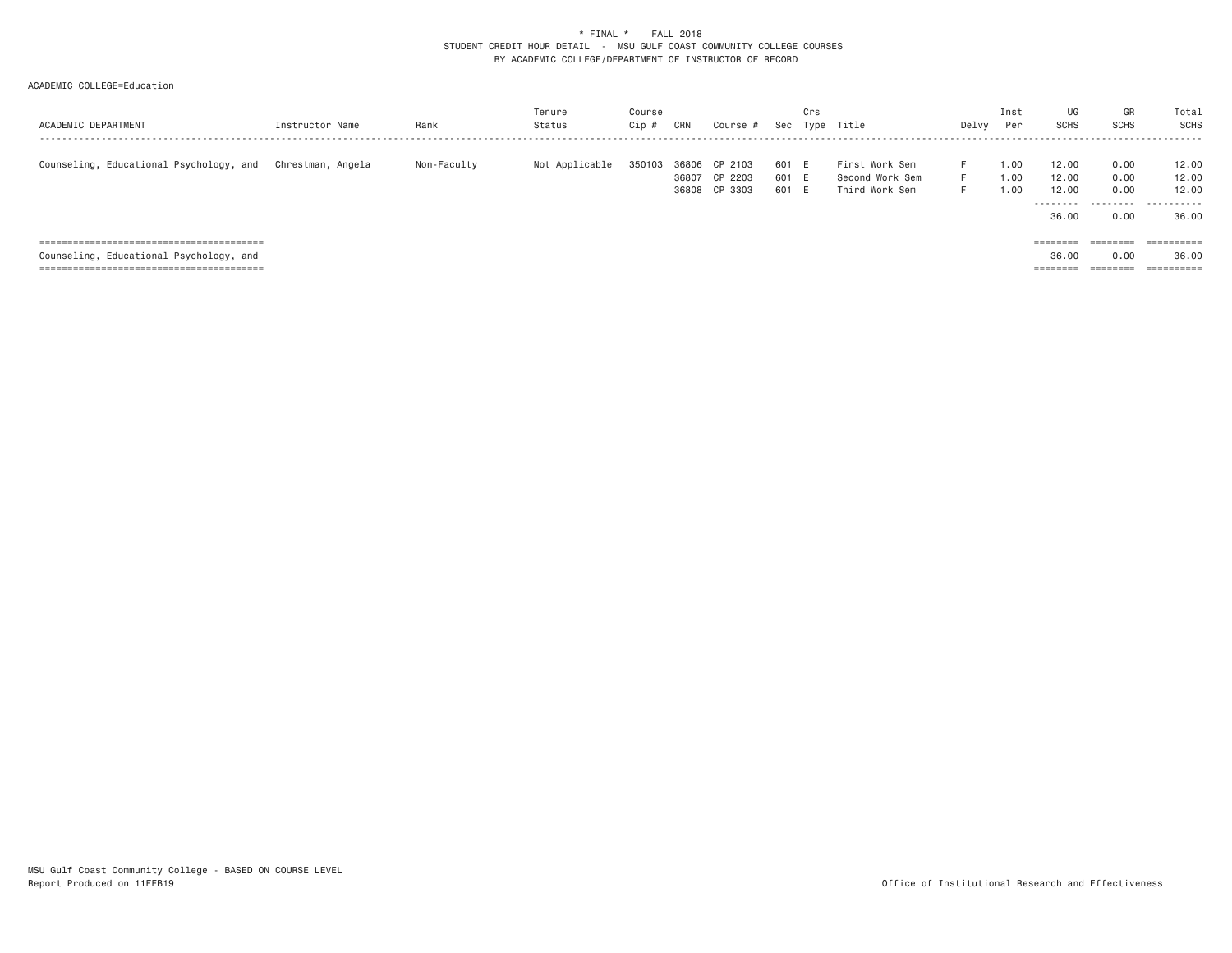\* FINAL \* FALL 2018
STUDENT CREDIT HOUR DETAIL - MSU GULF COAST COMMUNITY COLLEGE COURSES
BY ACADEMIC COLLEGE/DEPARTMENT OF INSTRUCTOR OF RECORD

ACADEMIC COLLEGE=Education

| ACADEMIC DEPARTMENT | Instructor Name | Rank | Tenure Status | Course Cip # | CRN | Course # | Sec | Crs Type | Title | Delvy | Inst Per | UG SCHS | GR SCHS | Total SCHS |
|---|---|---|---|---|---|---|---|---|---|---|---|---|---|---|
| Counseling, Educational Psychology, and | Chrestman, Angela | Non-Faculty | Not Applicable | 350103 | 36806 | CP 2103 | 601 | E | First Work Sem | F | 1.00 | 12.00 | 0.00 | 12.00 |
| | | | | | 36807 | CP 2203 | 601 | E | Second Work Sem | F | 1.00 | 12.00 | 0.00 | 12.00 |
| | | | | | 36808 | CP 3303 | 601 | E | Third Work Sem | F | 1.00 | 12.00 | 0.00 | 12.00 |
| | | | | | | | | | | | | 36.00 | 0.00 | 36.00 |
| Counseling, Educational Psychology, and | | | | | | | | | | | | 36.00 | 0.00 | 36.00 |

MSU Gulf Coast Community College - BASED ON COURSE LEVEL
Report Produced on 11FEB19

Office of Institutional Research and Effectiveness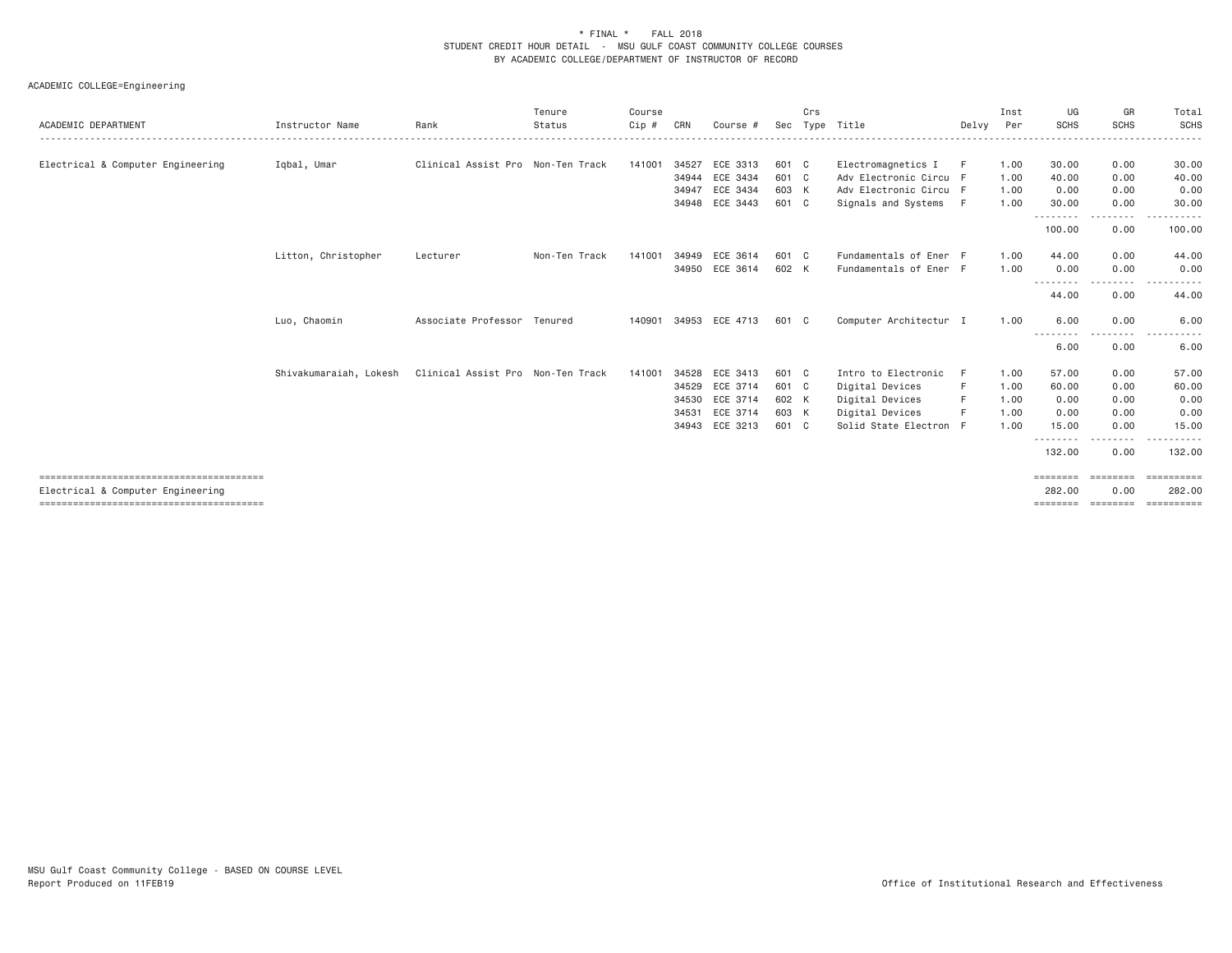\* FINAL \* FALL 2018
STUDENT CREDIT HOUR DETAIL - MSU GULF COAST COMMUNITY COLLEGE COURSES
BY ACADEMIC COLLEGE/DEPARTMENT OF INSTRUCTOR OF RECORD

ACADEMIC COLLEGE=Engineering

| ACADEMIC DEPARTMENT | Instructor Name | Rank | Tenure Status | Course Cip # | CRN | Course # | Sec | Crs Type | Title | Delvy | Inst Per | UG SCHS | GR SCHS | Total SCHS |
|---|---|---|---|---|---|---|---|---|---|---|---|---|---|---|
| Electrical & Computer Engineering | Iqbal, Umar | Clinical Assist Pro | Non-Ten Track | 141001 | 34527 | ECE 3313 | 601 | C | Electromagnetics I | F | 1.00 | 30.00 | 0.00 | 30.00 |
| | | | | | 34944 | ECE 3434 | 601 | C | Adv Electronic Circu | F | 1.00 | 40.00 | 0.00 | 40.00 |
| | | | | | 34947 | ECE 3434 | 603 | K | Adv Electronic Circu | F | 1.00 | 0.00 | 0.00 | 0.00 |
| | | | | | 34948 | ECE 3443 | 601 | C | Signals and Systems | F | 1.00 | 30.00 | 0.00 | 30.00 |
| | | | | | | | | | | | | 100.00 | 0.00 | 100.00 |
| | Litton, Christopher | Lecturer | Non-Ten Track | 141001 | 34949 | ECE 3614 | 601 | C | Fundamentals of Ener | F | 1.00 | 44.00 | 0.00 | 44.00 |
| | | | | | 34950 | ECE 3614 | 602 | K | Fundamentals of Ener | F | 1.00 | 0.00 | 0.00 | 0.00 |
| | | | | | | | | | | | | 44.00 | 0.00 | 44.00 |
| | Luo, Chaomin | Associate Professor | Tenured | 140901 | 34953 | ECE 4713 | 601 | C | Computer Architectur | I | 1.00 | 6.00 | 0.00 | 6.00 |
| | | | | | | | | | | | | 6.00 | 0.00 | 6.00 |
| | Shivakumaraiah, Lokesh | Clinical Assist Pro | Non-Ten Track | 141001 | 34528 | ECE 3413 | 601 | C | Intro to Electronic | F | 1.00 | 57.00 | 0.00 | 57.00 |
| | | | | | 34529 | ECE 3714 | 601 | C | Digital Devices | F | 1.00 | 60.00 | 0.00 | 60.00 |
| | | | | | 34530 | ECE 3714 | 602 | K | Digital Devices | F | 1.00 | 0.00 | 0.00 | 0.00 |
| | | | | | 34531 | ECE 3714 | 603 | K | Digital Devices | F | 1.00 | 0.00 | 0.00 | 0.00 |
| | | | | | 34943 | ECE 3213 | 601 | C | Solid State Electron | F | 1.00 | 15.00 | 0.00 | 15.00 |
| | | | | | | | | | | | | 132.00 | 0.00 | 132.00 |
| Electrical & Computer Engineering | | | | | | | | | | | | 282.00 | 0.00 | 282.00 |

MSU Gulf Coast Community College - BASED ON COURSE LEVEL
Report Produced on 11FEB19

Office of Institutional Research and Effectiveness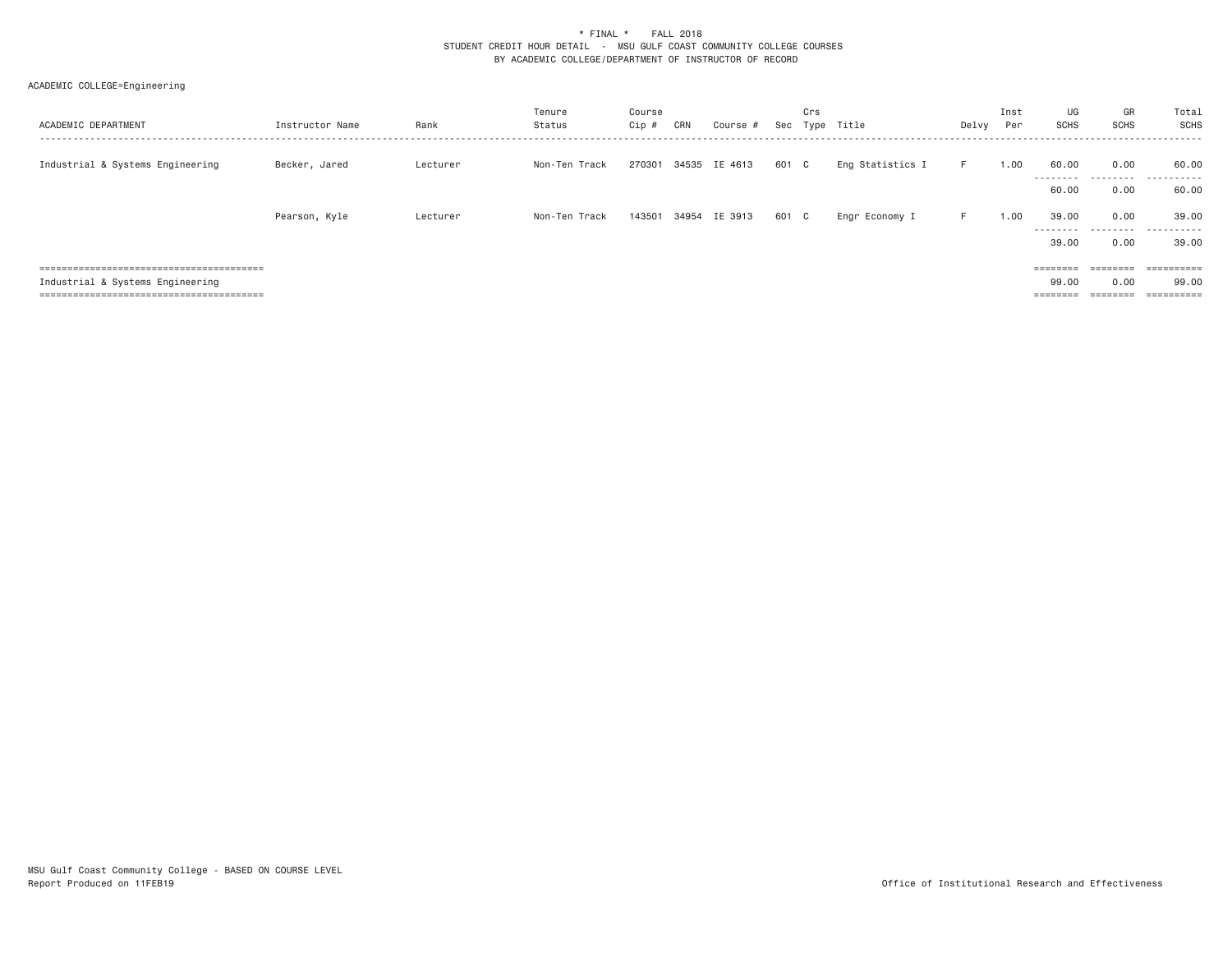\* FINAL \*    FALL 2018
STUDENT CREDIT HOUR DETAIL - MSU GULF COAST COMMUNITY COLLEGE COURSES
BY ACADEMIC COLLEGE/DEPARTMENT OF INSTRUCTOR OF RECORD

ACADEMIC COLLEGE=Engineering

| ACADEMIC DEPARTMENT | Instructor Name | Rank | Tenure Status | Course Cip # | CRN | Course # | Sec | Crs Type | Title | Delvy | Inst Per | UG SCHS | GR SCHS | Total SCHS |
|---|---|---|---|---|---|---|---|---|---|---|---|---|---|---|
| Industrial & Systems Engineering | Becker, Jared | Lecturer | Non-Ten Track | 270301 | 34535 | IE 4613 | 601 | C | Eng Statistics I | F | 1.00 | 60.00 | 0.00 | 60.00 |
| | | | | | | | | | | | | 60.00 | 0.00 | 60.00 |
| | Pearson, Kyle | Lecturer | Non-Ten Track | 143501 | 34954 | IE 3913 | 601 | C | Engr Economy I | F | 1.00 | 39.00 | 0.00 | 39.00 |
| | | | | | | | | | | | | 39.00 | 0.00 | 39.00 |
| Industrial & Systems Engineering | | | | | | | | | | | | 99.00 | 0.00 | 99.00 |

MSU Gulf Coast Community College - BASED ON COURSE LEVEL
Report Produced on 11FEB19

Office of Institutional Research and Effectiveness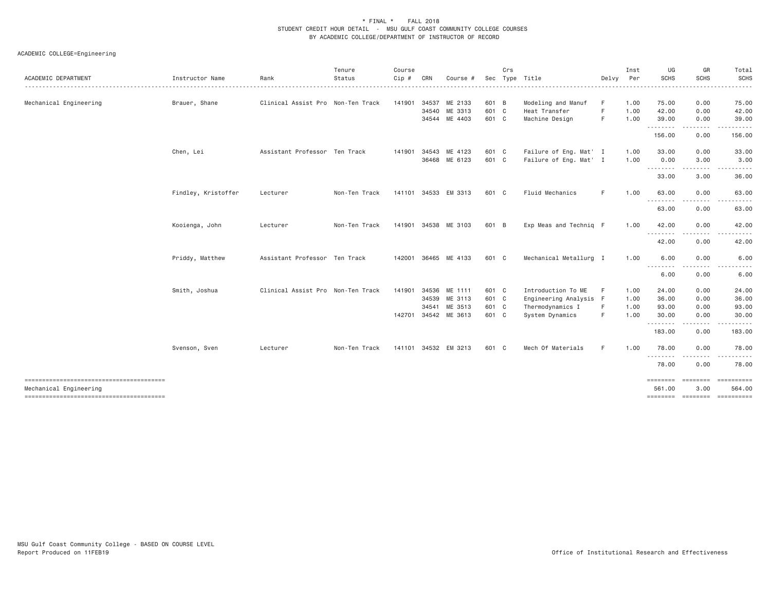\* FINAL \*    FALL 2018
STUDENT CREDIT HOUR DETAIL - MSU GULF COAST COMMUNITY COLLEGE COURSES
BY ACADEMIC COLLEGE/DEPARTMENT OF INSTRUCTOR OF RECORD

ACADEMIC COLLEGE=Engineering

| ACADEMIC DEPARTMENT | Instructor Name | Rank | Tenure Status | Course Cip # | CRN | Course # | Sec | Crs Type | Title | Delvy | Inst Per | UG SCHS | GR SCHS | Total SCHS |
|---|---|---|---|---|---|---|---|---|---|---|---|---|---|---|
| Mechanical Engineering | Brauer, Shane | Clinical Assist Pro | Non-Ten Track | 141901 | 34537 | ME 2133 | 601 | B | Modeling and Manuf | F | 1.00 | 75.00 | 0.00 | 75.00 |
| | | | | | 34540 | ME 3313 | 601 | C | Heat Transfer | F | 1.00 | 42.00 | 0.00 | 42.00 |
| | | | | | 34544 | ME 4403 | 601 | C | Machine Design | F | 1.00 | 39.00 | 0.00 | 39.00 |
| | | | | | | | | | | | | 156.00 | 0.00 | 156.00 |
| | Chen, Lei | Assistant Professor | Ten Track | 141901 | 34543 | ME 4123 | 601 | C | Failure of Eng. Mat' | I | 1.00 | 33.00 | 0.00 | 33.00 |
| | | | | | 36468 | ME 6123 | 601 | C | Failure of Eng. Mat' | I | 1.00 | 0.00 | 3.00 | 3.00 |
| | | | | | | | | | | | | 33.00 | 3.00 | 36.00 |
| | Findley, Kristoffer | Lecturer | Non-Ten Track | 141101 | 34533 | EM 3313 | 601 | C | Fluid Mechanics | F | 1.00 | 63.00 | 0.00 | 63.00 |
| | | | | | | | | | | | | 63.00 | 0.00 | 63.00 |
| | Kooienga, John | Lecturer | Non-Ten Track | 141901 | 34538 | ME 3103 | 601 | B | Exp Meas and Techniq | F | 1.00 | 42.00 | 0.00 | 42.00 |
| | | | | | | | | | | | | 42.00 | 0.00 | 42.00 |
| | Priddy, Matthew | Assistant Professor | Ten Track | 142001 | 36465 | ME 4133 | 601 | C | Mechanical Metallurg | I | 1.00 | 6.00 | 0.00 | 6.00 |
| | | | | | | | | | | | | 6.00 | 0.00 | 6.00 |
| | Smith, Joshua | Clinical Assist Pro | Non-Ten Track | 141901 | 34536 | ME 1111 | 601 | C | Introduction To ME | F | 1.00 | 24.00 | 0.00 | 24.00 |
| | | | | | 34539 | ME 3113 | 601 | C | Engineering Analysis | F | 1.00 | 36.00 | 0.00 | 36.00 |
| | | | | | 34541 | ME 3513 | 601 | C | Thermodynamics I | F | 1.00 | 93.00 | 0.00 | 93.00 |
| | | | | 142701 | 34542 | ME 3613 | 601 | C | System Dynamics | F | 1.00 | 30.00 | 0.00 | 30.00 |
| | | | | | | | | | | | | 183.00 | 0.00 | 183.00 |
| | Svenson, Sven | Lecturer | Non-Ten Track | 141101 | 34532 | EM 3213 | 601 | C | Mech Of Materials | F | 1.00 | 78.00 | 0.00 | 78.00 |
| | | | | | | | | | | | | 78.00 | 0.00 | 78.00 |
| Mechanical Engineering | | | | | | | | | | | | 561.00 | 3.00 | 564.00 |

MSU Gulf Coast Community College - BASED ON COURSE LEVEL
Report Produced on 11FEB19

Office of Institutional Research and Effectiveness